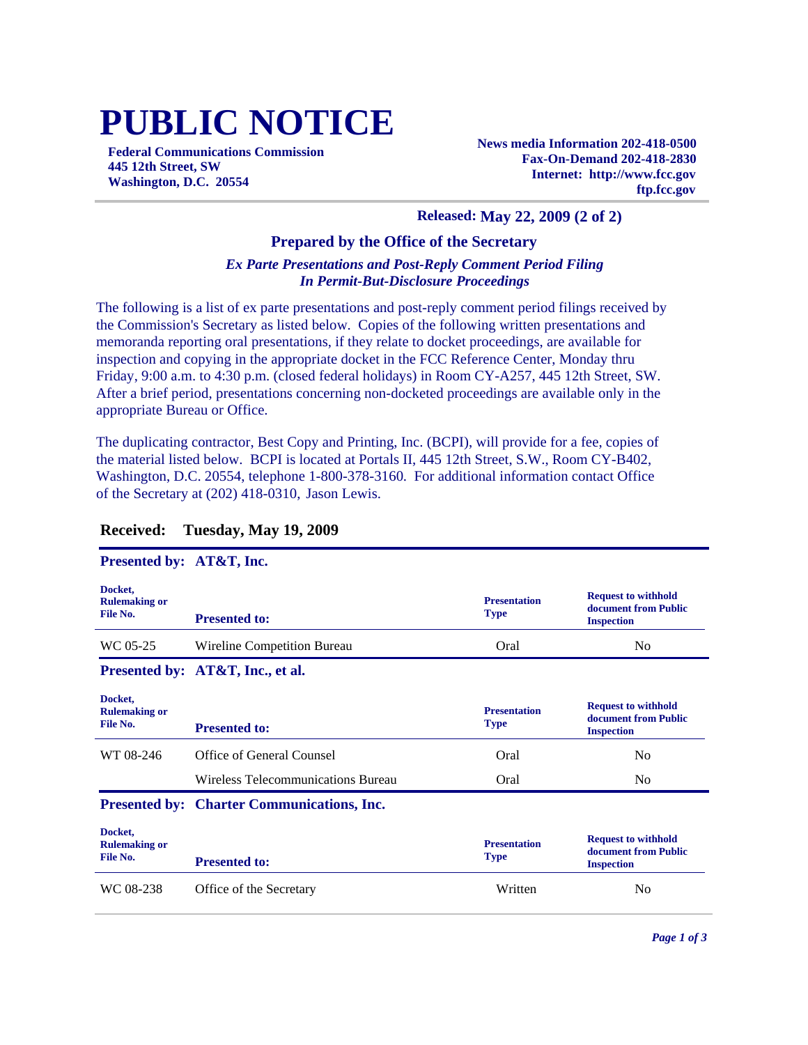# PUBLIC NOTICE

**Federal Communications Commission**
**445 12th Street, SW**
**Washington, D.C. 20554**

**News media Information 202-418-0500**
**Fax-On-Demand 202-418-2830**
**Internet: http://www.fcc.gov**
**ftp.fcc.gov**

**Released: May 22, 2009 (2 of 2)**

### Prepared by the Office of the Secretary

***Ex Parte Presentations and Post-Reply Comment Period Filing In Permit-But-Disclosure Proceedings***

The following is a list of ex parte presentations and post-reply comment period filings received by the Commission's Secretary as listed below. Copies of the following written presentations and memoranda reporting oral presentations, if they relate to docket proceedings, are available for inspection and copying in the appropriate docket in the FCC Reference Center, Monday thru Friday, 9:00 a.m. to 4:30 p.m. (closed federal holidays) in Room CY-A257, 445 12th Street, SW. After a brief period, presentations concerning non-docketed proceedings are available only in the appropriate Bureau or Office.

The duplicating contractor, Best Copy and Printing, Inc. (BCPI), will provide for a fee, copies of the material listed below. BCPI is located at Portals II, 445 12th Street, S.W., Room CY-B402, Washington, D.C. 20554, telephone 1-800-378-3160. For additional information contact Office of the Secretary at (202) 418-0310, Jason Lewis.

## Received: Tuesday, May 19, 2009

**Presented by: AT&T, Inc.**

| Docket, Rulemaking or File No. | Presented to: | Presentation Type | Request to withhold document from Public Inspection |
|---|---|---|---|
| WC 05-25 | Wireline Competition Bureau | Oral | No |

**Presented by: AT&T, Inc., et al.**

| Docket, Rulemaking or File No. | Presented to: | Presentation Type | Request to withhold document from Public Inspection |
|---|---|---|---|
| WT 08-246 | Office of General Counsel | Oral | No |
| | Wireless Telecommunications Bureau | Oral | No |

**Presented by: Charter Communications, Inc.**

| Docket, Rulemaking or File No. | Presented to: | Presentation Type | Request to withhold document from Public Inspection |
|---|---|---|---|
| WC 08-238 | Office of the Secretary | Written | No |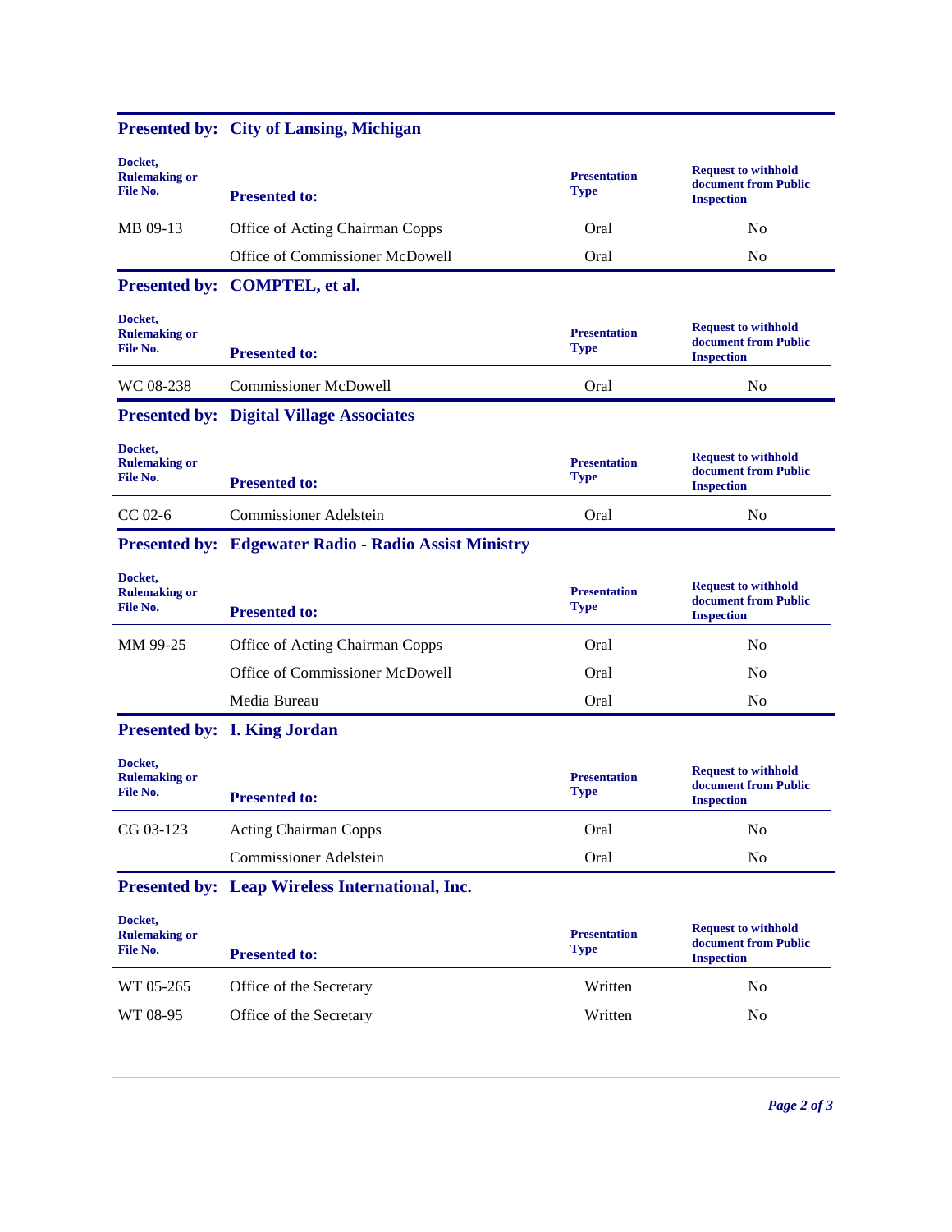**Presented by: City of Lansing, Michigan**

| Docket, Rulemaking or File No. | Presented to: | Presentation Type | Request to withhold document from Public Inspection |
|---|---|---|---|
| MB 09-13 | Office of Acting Chairman Copps | Oral | No |
| | Office of Commissioner McDowell | Oral | No |

**Presented by: COMPTEL, et al.**

| Docket, Rulemaking or File No. | Presented to: | Presentation Type | Request to withhold document from Public Inspection |
|---|---|---|---|
| WC 08-238 | Commissioner McDowell | Oral | No |

**Presented by: Digital Village Associates**

| Docket, Rulemaking or File No. | Presented to: | Presentation Type | Request to withhold document from Public Inspection |
|---|---|---|---|
| CC 02-6 | Commissioner Adelstein | Oral | No |

**Presented by: Edgewater Radio - Radio Assist Ministry**

| Docket, Rulemaking or File No. | Presented to: | Presentation Type | Request to withhold document from Public Inspection |
|---|---|---|---|
| MM 99-25 | Office of Acting Chairman Copps | Oral | No |
| | Office of Commissioner McDowell | Oral | No |
| | Media Bureau | Oral | No |

**Presented by: I. King Jordan**

| Docket, Rulemaking or File No. | Presented to: | Presentation Type | Request to withhold document from Public Inspection |
|---|---|---|---|
| CG 03-123 | Acting Chairman Copps | Oral | No |
| | Commissioner Adelstein | Oral | No |

**Presented by: Leap Wireless International, Inc.**

| Docket, Rulemaking or File No. | Presented to: | Presentation Type | Request to withhold document from Public Inspection |
|---|---|---|---|
| WT 05-265 | Office of the Secretary | Written | No |
| WT 08-95 | Office of the Secretary | Written | No |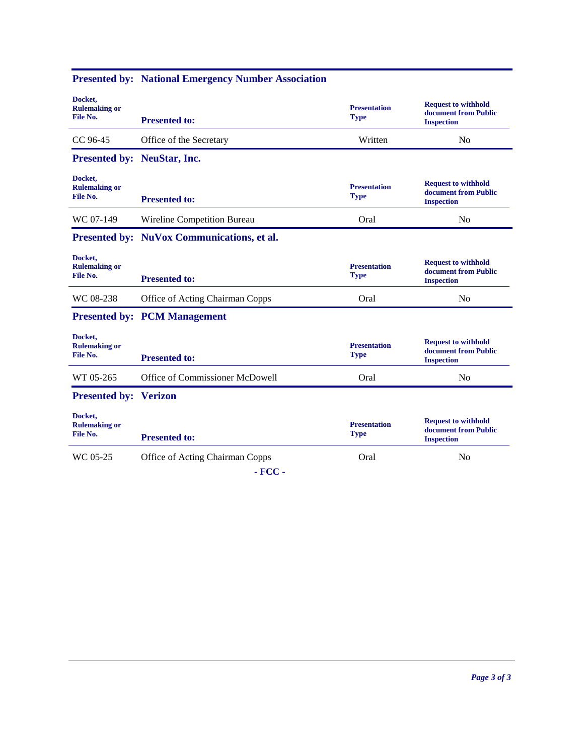**Presented by: National Emergency Number Association**

| Docket, Rulemaking or File No. | Presented to: | Presentation Type | Request to withhold document from Public Inspection |
|---|---|---|---|
| CC 96-45 | Office of the Secretary | Written | No |

**Presented by: NeuStar, Inc.**

| Docket, Rulemaking or File No. | Presented to: | Presentation Type | Request to withhold document from Public Inspection |
|---|---|---|---|
| WC 07-149 | Wireline Competition Bureau | Oral | No |

**Presented by: NuVox Communications, et al.**

| Docket, Rulemaking or File No. | Presented to: | Presentation Type | Request to withhold document from Public Inspection |
|---|---|---|---|
| WC 08-238 | Office of Acting Chairman Copps | Oral | No |

**Presented by: PCM Management**

| Docket, Rulemaking or File No. | Presented to: | Presentation Type | Request to withhold document from Public Inspection |
|---|---|---|---|
| WT 05-265 | Office of Commissioner McDowell | Oral | No |

**Presented by: Verizon**

| Docket, Rulemaking or File No. | Presented to: | Presentation Type | Request to withhold document from Public Inspection |
|---|---|---|---|
| WC 05-25 | Office of Acting Chairman Copps | Oral | No |

**- FCC -**